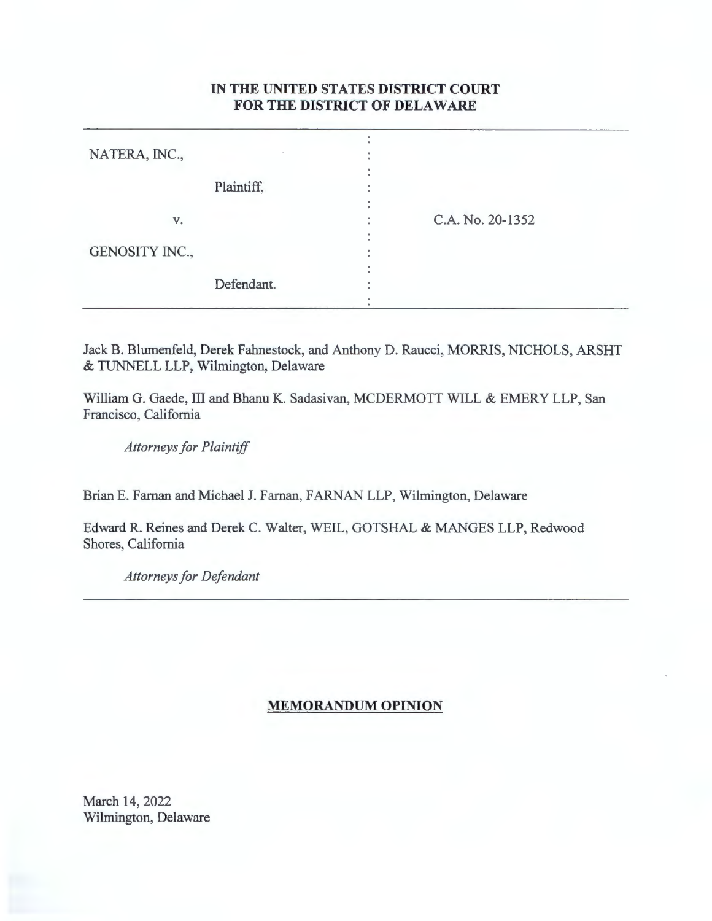**IN THE UNITED STATES DISTRICT COURT**
**FOR THE DISTRICT OF DELAWARE**

| | | |
|---|---|---|
| NATERA, INC., | : | |
| Plaintiff, | : | |
| v. | : | C.A. No. 20-1352 |
| GENOSITY INC., | : | |
| Defendant. | : | |

Jack B. Blumenfeld, Derek Fahnestock, and Anthony D. Raucci, MORRIS, NICHOLS, ARSHT & TUNNELL LLP, Wilmington, Delaware

William G. Gaede, III and Bhanu K. Sadasivan, MCDERMOTT WILL & EMERY LLP, San Francisco, California

*Attorneys for Plaintiff*

Brian E. Farnan and Michael J. Farnan, FARNAN LLP, Wilmington, Delaware

Edward R. Reines and Derek C. Walter, WEIL, GOTSHAL & MANGES LLP, Redwood Shores, California

*Attorneys for Defendant*

**MEMORANDUM OPINION**

March 14, 2022
Wilmington, Delaware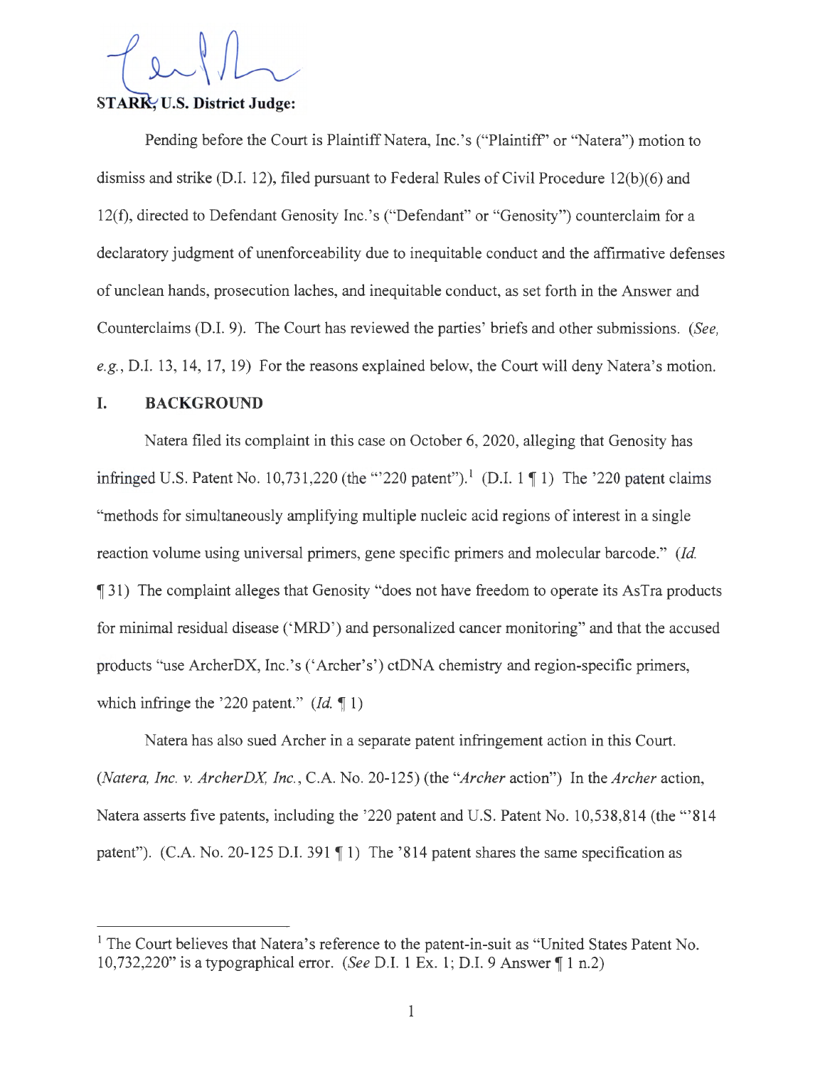**STARK, U.S. District Judge:**

Pending before the Court is Plaintiff Natera, Inc.'s ("Plaintiff" or "Natera") motion to dismiss and strike (D.I. 12), filed pursuant to Federal Rules of Civil Procedure 12(b)(6) and 12(f), directed to Defendant Genosity Inc.'s ("Defendant" or "Genosity") counterclaim for a declaratory judgment of unenforceability due to inequitable conduct and the affirmative defenses of unclean hands, prosecution laches, and inequitable conduct, as set forth in the Answer and Counterclaims (D.I. 9). The Court has reviewed the parties' briefs and other submissions. (*See, e.g.*, D.I. 13, 14, 17, 19) For the reasons explained below, the Court will deny Natera's motion.

## I. BACKGROUND

Natera filed its complaint in this case on October 6, 2020, alleging that Genosity has infringed U.S. Patent No. 10,731,220 (the "'220 patent").[1] (D.I. 1 ¶ 1) The '220 patent claims "methods for simultaneously amplifying multiple nucleic acid regions of interest in a single reaction volume using universal primers, gene specific primers and molecular barcode." (*Id.* ¶ 31) The complaint alleges that Genosity "does not have freedom to operate its AsTra products for minimal residual disease ('MRD') and personalized cancer monitoring" and that the accused products "use ArcherDX, Inc.'s ('Archer's') ctDNA chemistry and region-specific primers, which infringe the '220 patent." (*Id.* ¶ 1)

Natera has also sued Archer in a separate patent infringement action in this Court. (*Natera, Inc. v. ArcherDX, Inc.*, C.A. No. 20-125) (the "*Archer* action") In the *Archer* action, Natera asserts five patents, including the '220 patent and U.S. Patent No. 10,538,814 (the "'814 patent"). (C.A. No. 20-125 D.I. 391 ¶ 1) The '814 patent shares the same specification as

---

[1] The Court believes that Natera's reference to the patent-in-suit as "United States Patent No. 10,732,220" is a typographical error. (*See* D.I. 1 Ex. 1; D.I. 9 Answer ¶ 1 n.2)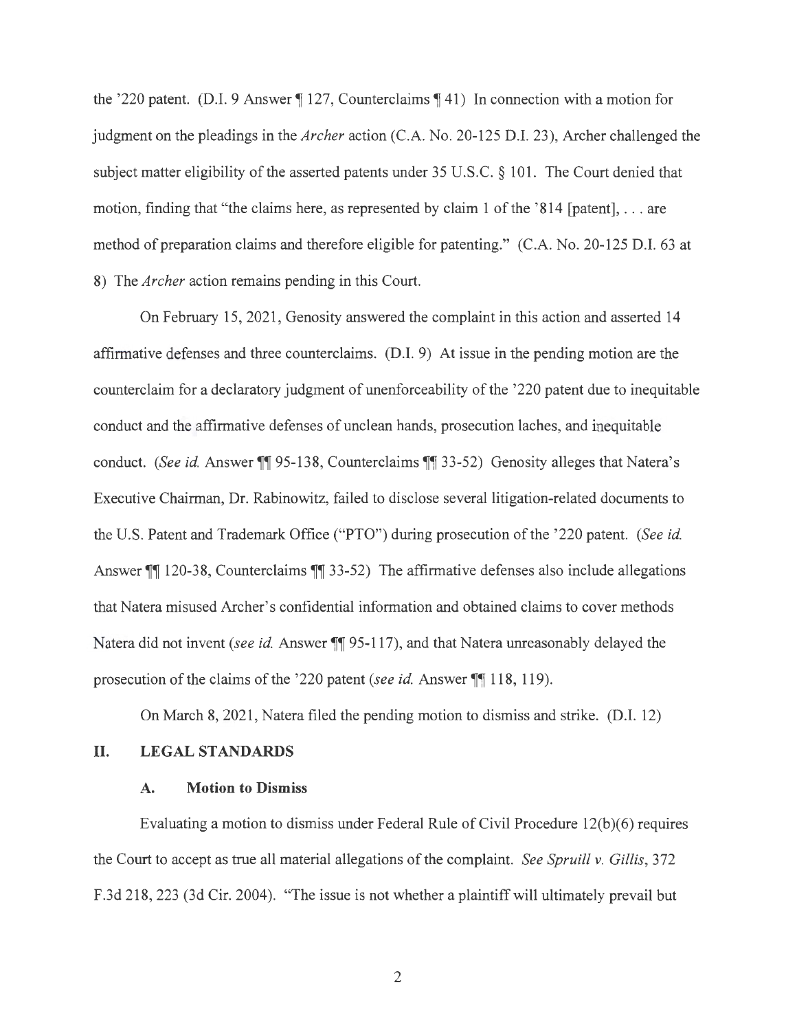the '220 patent. (D.I. 9 Answer ¶ 127, Counterclaims ¶ 41) In connection with a motion for judgment on the pleadings in the *Archer* action (C.A. No. 20-125 D.I. 23), Archer challenged the subject matter eligibility of the asserted patents under 35 U.S.C. § 101. The Court denied that motion, finding that "the claims here, as represented by claim 1 of the '814 [patent], . . . are method of preparation claims and therefore eligible for patenting." (C.A. No. 20-125 D.I. 63 at 8) The *Archer* action remains pending in this Court.

On February 15, 2021, Genosity answered the complaint in this action and asserted 14 affirmative defenses and three counterclaims. (D.I. 9) At issue in the pending motion are the counterclaim for a declaratory judgment of unenforceability of the '220 patent due to inequitable conduct and the affirmative defenses of unclean hands, prosecution laches, and inequitable conduct. (*See id.* Answer ¶¶ 95-138, Counterclaims ¶¶ 33-52) Genosity alleges that Natera's Executive Chairman, Dr. Rabinowitz, failed to disclose several litigation-related documents to the U.S. Patent and Trademark Office ("PTO") during prosecution of the '220 patent. (*See id.* Answer ¶¶ 120-38, Counterclaims ¶¶ 33-52) The affirmative defenses also include allegations that Natera misused Archer's confidential information and obtained claims to cover methods Natera did not invent (*see id.* Answer ¶¶ 95-117), and that Natera unreasonably delayed the prosecution of the claims of the '220 patent (*see id.* Answer ¶¶ 118, 119).

On March 8, 2021, Natera filed the pending motion to dismiss and strike. (D.I. 12)

## II. LEGAL STANDARDS

### A. Motion to Dismiss

Evaluating a motion to dismiss under Federal Rule of Civil Procedure 12(b)(6) requires the Court to accept as true all material allegations of the complaint. *See Spruill v. Gillis*, 372 F.3d 218, 223 (3d Cir. 2004). "The issue is not whether a plaintiff will ultimately prevail but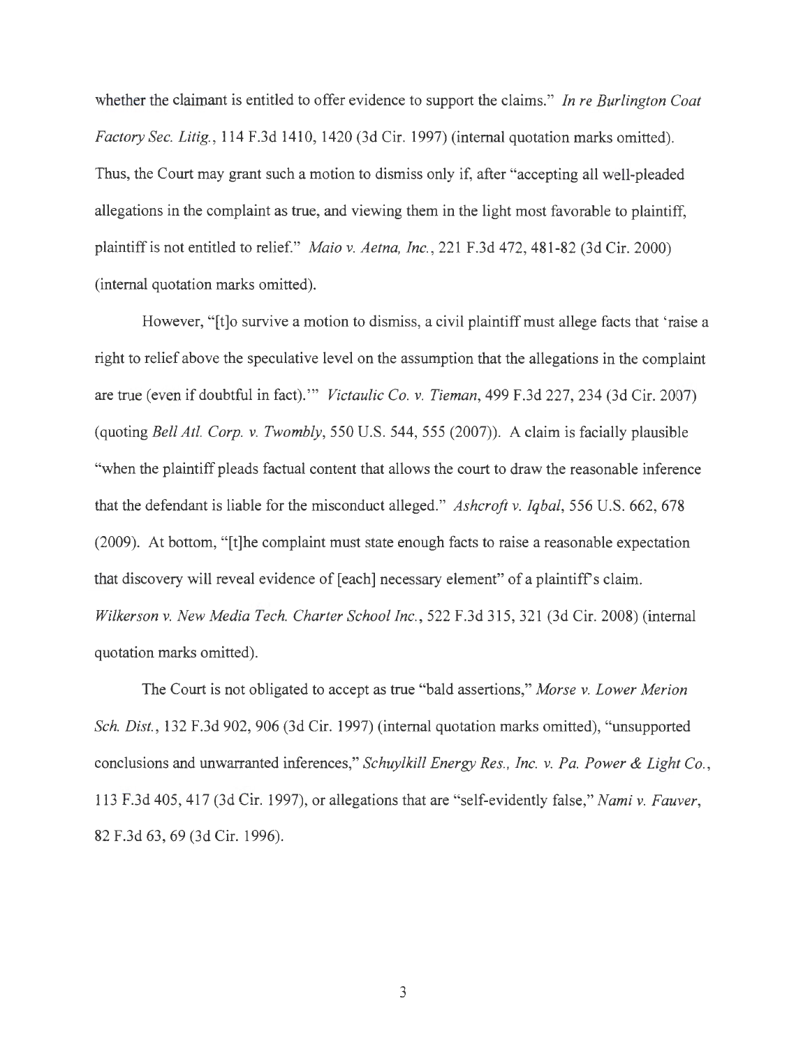whether the claimant is entitled to offer evidence to support the claims." *In re Burlington Coat Factory Sec. Litig.*, 114 F.3d 1410, 1420 (3d Cir. 1997) (internal quotation marks omitted). Thus, the Court may grant such a motion to dismiss only if, after "accepting all well-pleaded allegations in the complaint as true, and viewing them in the light most favorable to plaintiff, plaintiff is not entitled to relief." *Maio v. Aetna, Inc.*, 221 F.3d 472, 481-82 (3d Cir. 2000) (internal quotation marks omitted).

However, "[t]o survive a motion to dismiss, a civil plaintiff must allege facts that 'raise a right to relief above the speculative level on the assumption that the allegations in the complaint are true (even if doubtful in fact).'" *Victaulic Co. v. Tieman*, 499 F.3d 227, 234 (3d Cir. 2007) (quoting *Bell Atl. Corp. v. Twombly*, 550 U.S. 544, 555 (2007)). A claim is facially plausible "when the plaintiff pleads factual content that allows the court to draw the reasonable inference that the defendant is liable for the misconduct alleged." *Ashcroft v. Iqbal*, 556 U.S. 662, 678 (2009). At bottom, "[t]he complaint must state enough facts to raise a reasonable expectation that discovery will reveal evidence of [each] necessary element" of a plaintiff's claim. *Wilkerson v. New Media Tech. Charter School Inc.*, 522 F.3d 315, 321 (3d Cir. 2008) (internal quotation marks omitted).

The Court is not obligated to accept as true "bald assertions," *Morse v. Lower Merion Sch. Dist.*, 132 F.3d 902, 906 (3d Cir. 1997) (internal quotation marks omitted), "unsupported conclusions and unwarranted inferences," *Schuylkill Energy Res., Inc. v. Pa. Power & Light Co.*, 113 F.3d 405, 417 (3d Cir. 1997), or allegations that are "self-evidently false," *Nami v. Fauver*, 82 F.3d 63, 69 (3d Cir. 1996).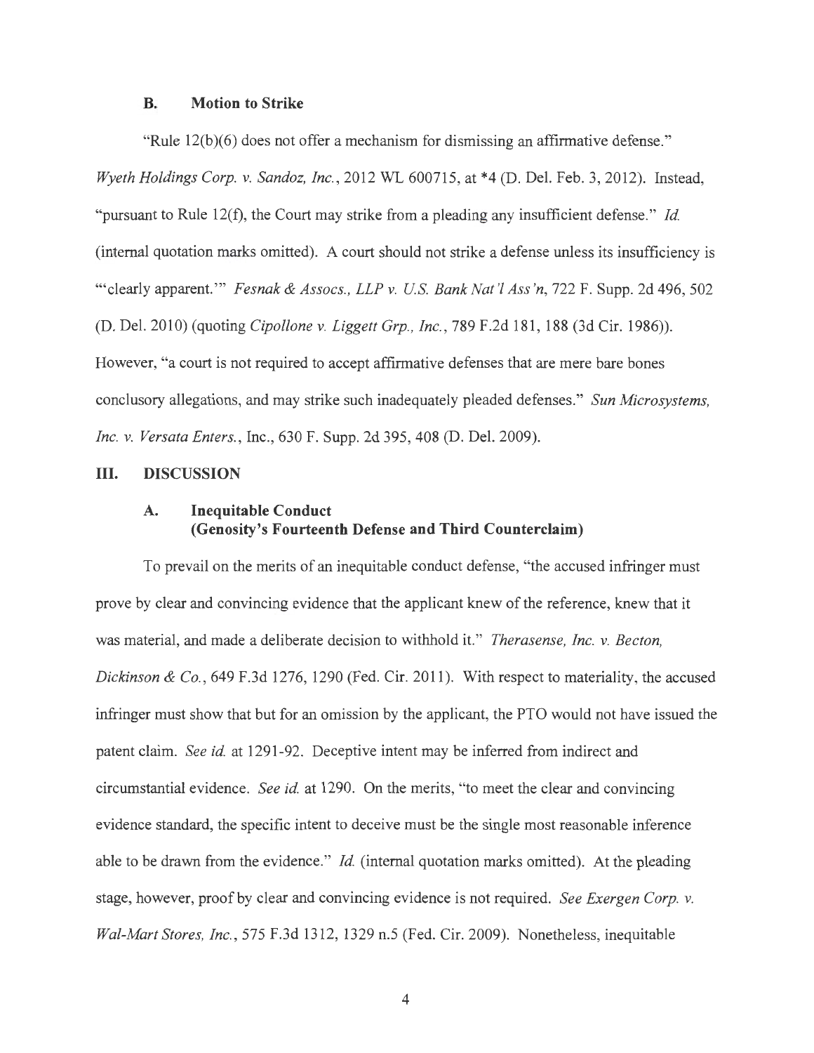### B. Motion to Strike

"Rule 12(b)(6) does not offer a mechanism for dismissing an affirmative defense." *Wyeth Holdings Corp. v. Sandoz, Inc.*, 2012 WL 600715, at *4 (D. Del. Feb. 3, 2012). Instead, "pursuant to Rule 12(f), the Court may strike from a pleading any insufficient defense." *Id.* (internal quotation marks omitted). A court should not strike a defense unless its insufficiency is "'clearly apparent.'" *Fesnak & Assocs., LLP v. U.S. Bank Nat'l Ass'n*, 722 F. Supp. 2d 496, 502 (D. Del. 2010) (quoting *Cipollone v. Liggett Grp., Inc.*, 789 F.2d 181, 188 (3d Cir. 1986)). However, "a court is not required to accept affirmative defenses that are mere bare bones conclusory allegations, and may strike such inadequately pleaded defenses." *Sun Microsystems, Inc. v. Versata Enters.*, Inc., 630 F. Supp. 2d 395, 408 (D. Del. 2009).

## III. DISCUSSION

### A. Inequitable Conduct (Genosity's Fourteenth Defense and Third Counterclaim)

To prevail on the merits of an inequitable conduct defense, "the accused infringer must prove by clear and convincing evidence that the applicant knew of the reference, knew that it was material, and made a deliberate decision to withhold it." *Therasense, Inc. v. Becton, Dickinson & Co.*, 649 F.3d 1276, 1290 (Fed. Cir. 2011). With respect to materiality, the accused infringer must show that but for an omission by the applicant, the PTO would not have issued the patent claim. *See id.* at 1291-92. Deceptive intent may be inferred from indirect and circumstantial evidence. *See id.* at 1290. On the merits, "to meet the clear and convincing evidence standard, the specific intent to deceive must be the single most reasonable inference able to be drawn from the evidence." *Id.* (internal quotation marks omitted). At the pleading stage, however, proof by clear and convincing evidence is not required. *See Exergen Corp. v. Wal-Mart Stores, Inc.*, 575 F.3d 1312, 1329 n.5 (Fed. Cir. 2009). Nonetheless, inequitable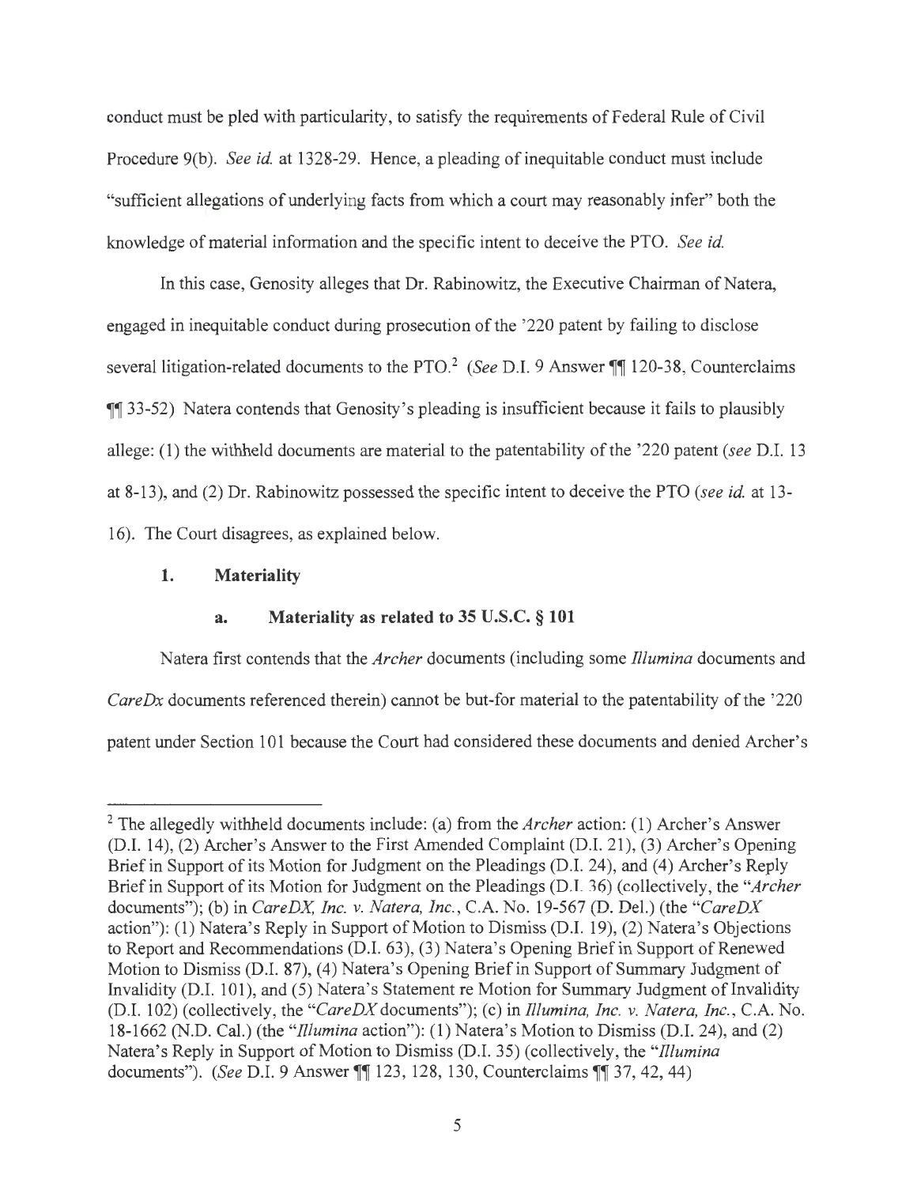conduct must be pled with particularity, to satisfy the requirements of Federal Rule of Civil Procedure 9(b). *See id.* at 1328-29. Hence, a pleading of inequitable conduct must include "sufficient allegations of underlying facts from which a court may reasonably infer" both the knowledge of material information and the specific intent to deceive the PTO. *See id.*

In this case, Genosity alleges that Dr. Rabinowitz, the Executive Chairman of Natera, engaged in inequitable conduct during prosecution of the '220 patent by failing to disclose several litigation-related documents to the PTO.[2] (*See* D.I. 9 Answer ¶¶ 120-38, Counterclaims ¶¶ 33-52) Natera contends that Genosity's pleading is insufficient because it fails to plausibly allege: (1) the withheld documents are material to the patentability of the '220 patent (*see* D.I. 13 at 8-13), and (2) Dr. Rabinowitz possessed the specific intent to deceive the PTO (*see id.* at 13-16). The Court disagrees, as explained below.

### 1. Materiality

#### a. Materiality as related to 35 U.S.C. § 101

Natera first contends that the *Archer* documents (including some *Illumina* documents and *CareDx* documents referenced therein) cannot be but-for material to the patentability of the '220 patent under Section 101 because the Court had considered these documents and denied Archer's

---

[2] The allegedly withheld documents include: (a) from the *Archer* action: (1) Archer's Answer (D.I. 14), (2) Archer's Answer to the First Amended Complaint (D.I. 21), (3) Archer's Opening Brief in Support of its Motion for Judgment on the Pleadings (D.I. 24), and (4) Archer's Reply Brief in Support of its Motion for Judgment on the Pleadings (D.I. 36) (collectively, the "*Archer* documents"); (b) in *CareDX, Inc. v. Natera, Inc.*, C.A. No. 19-567 (D. Del.) (the "*CareDX* action"): (1) Natera's Reply in Support of Motion to Dismiss (D.I. 19), (2) Natera's Objections to Report and Recommendations (D.I. 63), (3) Natera's Opening Brief in Support of Renewed Motion to Dismiss (D.I. 87), (4) Natera's Opening Brief in Support of Summary Judgment of Invalidity (D.I. 101), and (5) Natera's Statement re Motion for Summary Judgment of Invalidity (D.I. 102) (collectively, the "*CareDX* documents"); (c) in *Illumina, Inc. v. Natera, Inc.*, C.A. No. 18-1662 (N.D. Cal.) (the "*Illumina* action"): (1) Natera's Motion to Dismiss (D.I. 24), and (2) Natera's Reply in Support of Motion to Dismiss (D.I. 35) (collectively, the "*Illumina* documents"). (*See* D.I. 9 Answer ¶¶ 123, 128, 130, Counterclaims ¶¶ 37, 42, 44)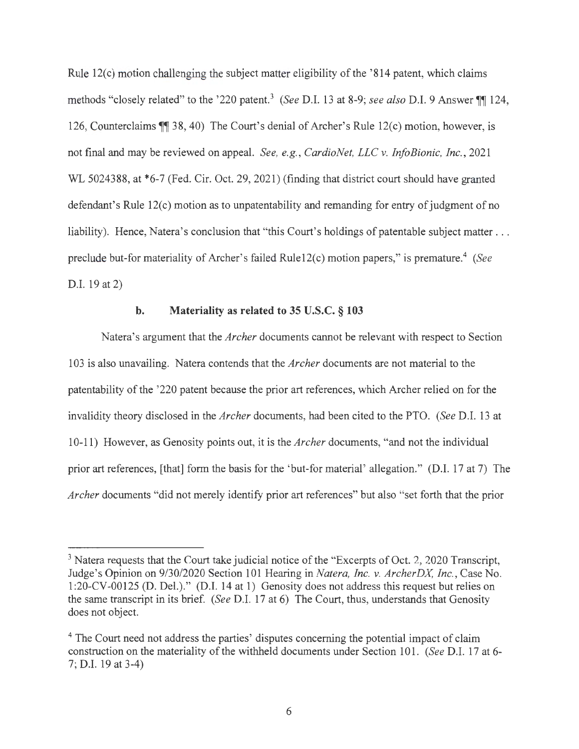Rule 12(c) motion challenging the subject matter eligibility of the '814 patent, which claims methods "closely related" to the '220 patent.[3] (*See* D.I. 13 at 8-9; *see also* D.I. 9 Answer ¶¶ 124, 126, Counterclaims ¶¶ 38, 40) The Court's denial of Archer's Rule 12(c) motion, however, is not final and may be reviewed on appeal. *See, e.g., CardioNet, LLC v. InfoBionic, Inc.*, 2021 WL 5024388, at *6-7 (Fed. Cir. Oct. 29, 2021) (finding that district court should have granted defendant's Rule 12(c) motion as to unpatentability and remanding for entry of judgment of no liability). Hence, Natera's conclusion that "this Court's holdings of patentable subject matter . . . preclude but-for materiality of Archer's failed Rule12(c) motion papers," is premature.[4] (*See* D.I. 19 at 2)

**b. Materiality as related to 35 U.S.C. § 103**

Natera's argument that the *Archer* documents cannot be relevant with respect to Section 103 is also unavailing. Natera contends that the *Archer* documents are not material to the patentability of the '220 patent because the prior art references, which Archer relied on for the invalidity theory disclosed in the *Archer* documents, had been cited to the PTO. (*See* D.I. 13 at 10-11) However, as Genosity points out, it is the *Archer* documents, "and not the individual prior art references, [that] form the basis for the 'but-for material' allegation." (D.I. 17 at 7) The *Archer* documents "did not merely identify prior art references" but also "set forth that the prior

---

[3] Natera requests that the Court take judicial notice of the "Excerpts of Oct. 2, 2020 Transcript, Judge's Opinion on 9/30/2020 Section 101 Hearing in *Natera, Inc. v. ArcherDX, Inc.*, Case No. 1:20-CV-00125 (D. Del.)." (D.I. 14 at 1) Genosity does not address this request but relies on the same transcript in its brief. (*See* D.I. 17 at 6) The Court, thus, understands that Genosity does not object.

[4] The Court need not address the parties' disputes concerning the potential impact of claim construction on the materiality of the withheld documents under Section 101. (*See* D.I. 17 at 6-7; D.I. 19 at 3-4)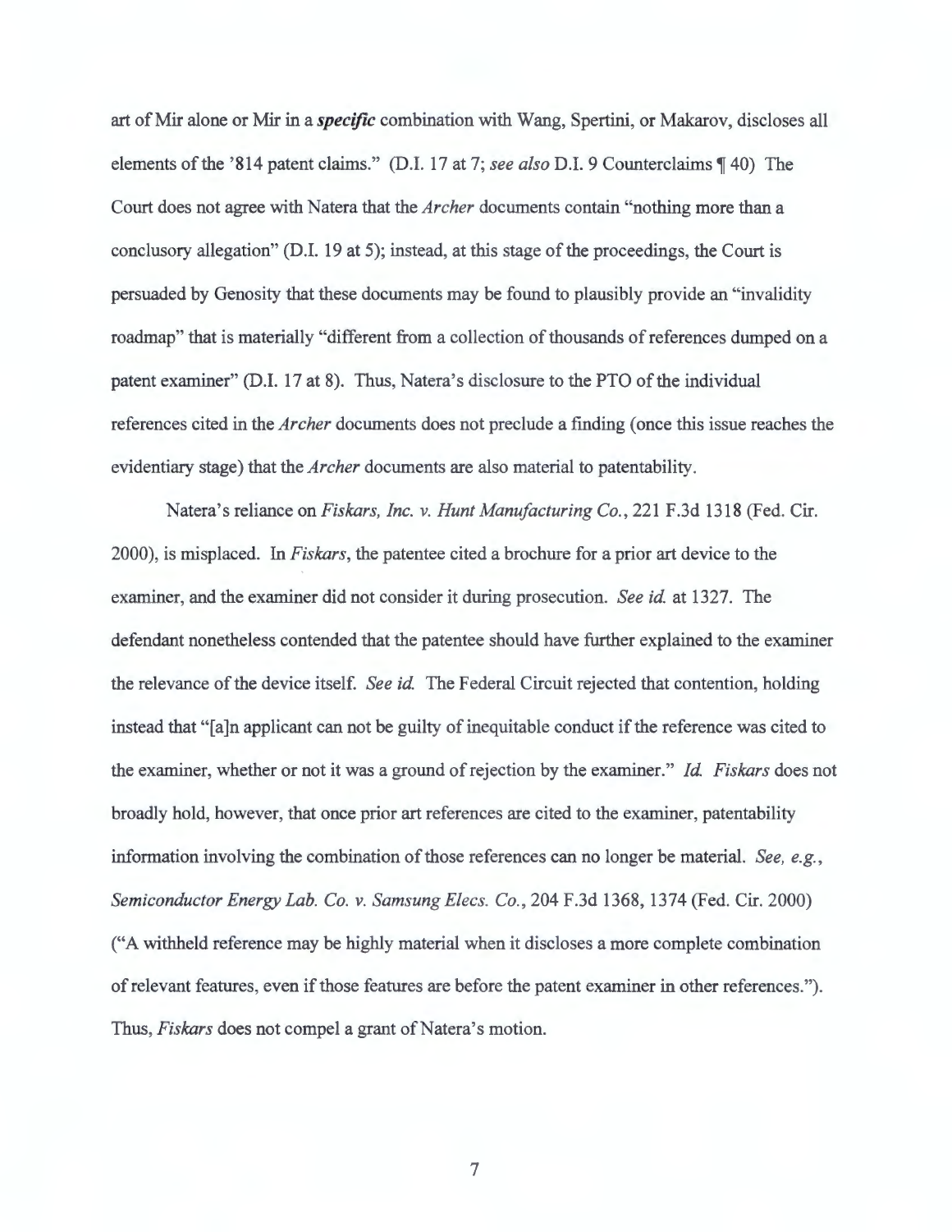art of Mir alone or Mir in a ***specific*** combination with Wang, Spertini, or Makarov, discloses all elements of the '814 patent claims." (D.I. 17 at 7; *see also* D.I. 9 Counterclaims ¶ 40) The Court does not agree with Natera that the *Archer* documents contain "nothing more than a conclusory allegation" (D.I. 19 at 5); instead, at this stage of the proceedings, the Court is persuaded by Genosity that these documents may be found to plausibly provide an "invalidity roadmap" that is materially "different from a collection of thousands of references dumped on a patent examiner" (D.I. 17 at 8). Thus, Natera's disclosure to the PTO of the individual references cited in the *Archer* documents does not preclude a finding (once this issue reaches the evidentiary stage) that the *Archer* documents are also material to patentability.

Natera's reliance on *Fiskars, Inc. v. Hunt Manufacturing Co.*, 221 F.3d 1318 (Fed. Cir. 2000), is misplaced. In *Fiskars*, the patentee cited a brochure for a prior art device to the examiner, and the examiner did not consider it during prosecution. *See id.* at 1327. The defendant nonetheless contended that the patentee should have further explained to the examiner the relevance of the device itself. *See id.* The Federal Circuit rejected that contention, holding instead that "[a]n applicant can not be guilty of inequitable conduct if the reference was cited to the examiner, whether or not it was a ground of rejection by the examiner." *Id. Fiskars* does not broadly hold, however, that once prior art references are cited to the examiner, patentability information involving the combination of those references can no longer be material. *See, e.g.*, *Semiconductor Energy Lab. Co. v. Samsung Elecs. Co.*, 204 F.3d 1368, 1374 (Fed. Cir. 2000) ("A withheld reference may be highly material when it discloses a more complete combination of relevant features, even if those features are before the patent examiner in other references."). Thus, *Fiskars* does not compel a grant of Natera's motion.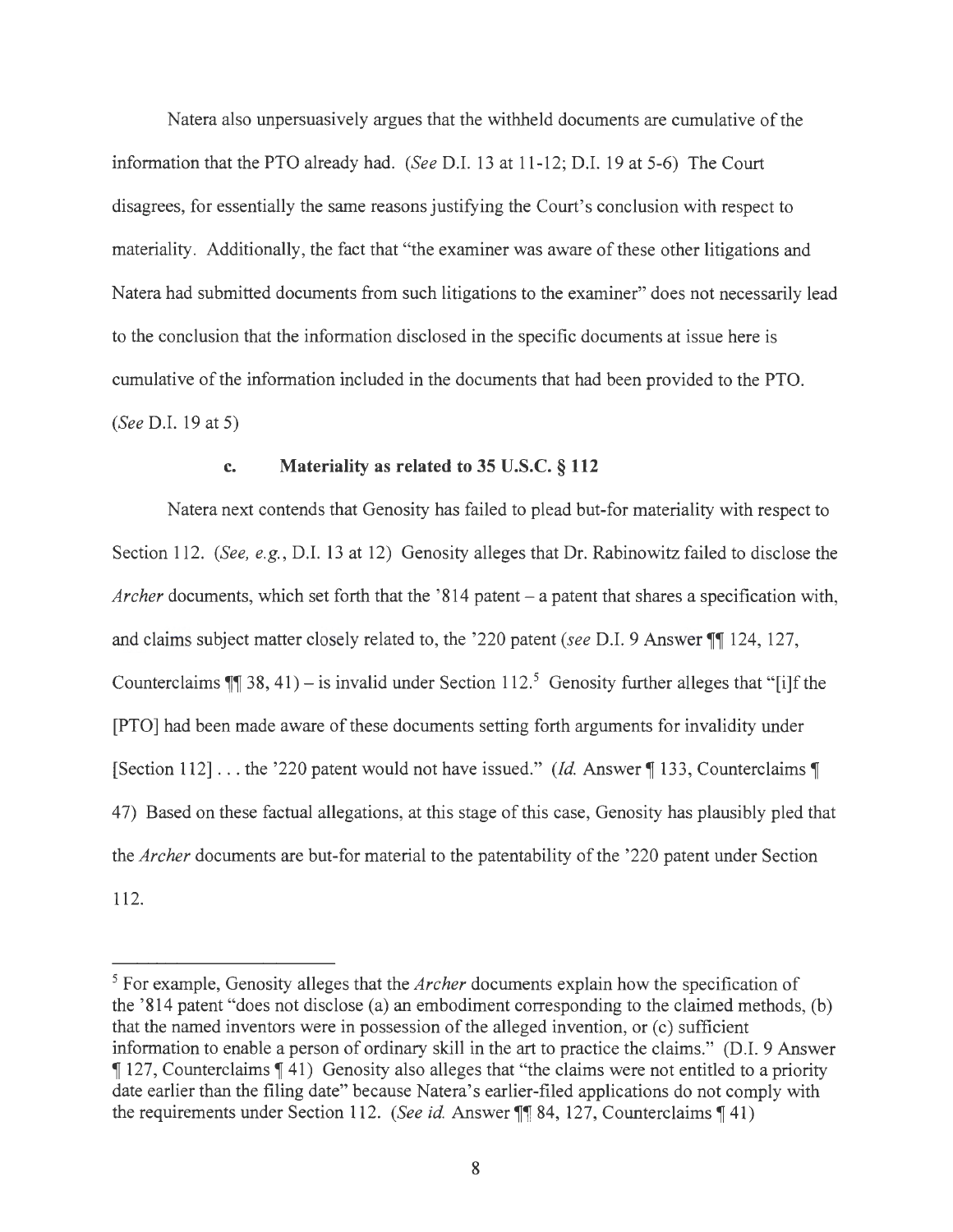Natera also unpersuasively argues that the withheld documents are cumulative of the information that the PTO already had. (*See* D.I. 13 at 11-12; D.I. 19 at 5-6) The Court disagrees, for essentially the same reasons justifying the Court's conclusion with respect to materiality. Additionally, the fact that "the examiner was aware of these other litigations and Natera had submitted documents from such litigations to the examiner" does not necessarily lead to the conclusion that the information disclosed in the specific documents at issue here is cumulative of the information included in the documents that had been provided to the PTO. (*See* D.I. 19 at 5)

**c. Materiality as related to 35 U.S.C. § 112**

Natera next contends that Genosity has failed to plead but-for materiality with respect to Section 112. (*See, e.g.*, D.I. 13 at 12) Genosity alleges that Dr. Rabinowitz failed to disclose the *Archer* documents, which set forth that the '814 patent – a patent that shares a specification with, and claims subject matter closely related to, the '220 patent (*see* D.I. 9 Answer ¶¶ 124, 127, Counterclaims ¶¶ 38, 41) – is invalid under Section 112.[5] Genosity further alleges that "[i]f the [PTO] had been made aware of these documents setting forth arguments for invalidity under [Section 112] . . . the '220 patent would not have issued." (*Id.* Answer ¶ 133, Counterclaims ¶ 47) Based on these factual allegations, at this stage of this case, Genosity has plausibly pled that the *Archer* documents are but-for material to the patentability of the '220 patent under Section 112.

---

[5] For example, Genosity alleges that the *Archer* documents explain how the specification of the '814 patent "does not disclose (a) an embodiment corresponding to the claimed methods, (b) that the named inventors were in possession of the alleged invention, or (c) sufficient information to enable a person of ordinary skill in the art to practice the claims." (D.I. 9 Answer ¶ 127, Counterclaims ¶ 41) Genosity also alleges that "the claims were not entitled to a priority date earlier than the filing date" because Natera's earlier-filed applications do not comply with the requirements under Section 112. (*See id.* Answer ¶¶ 84, 127, Counterclaims ¶ 41)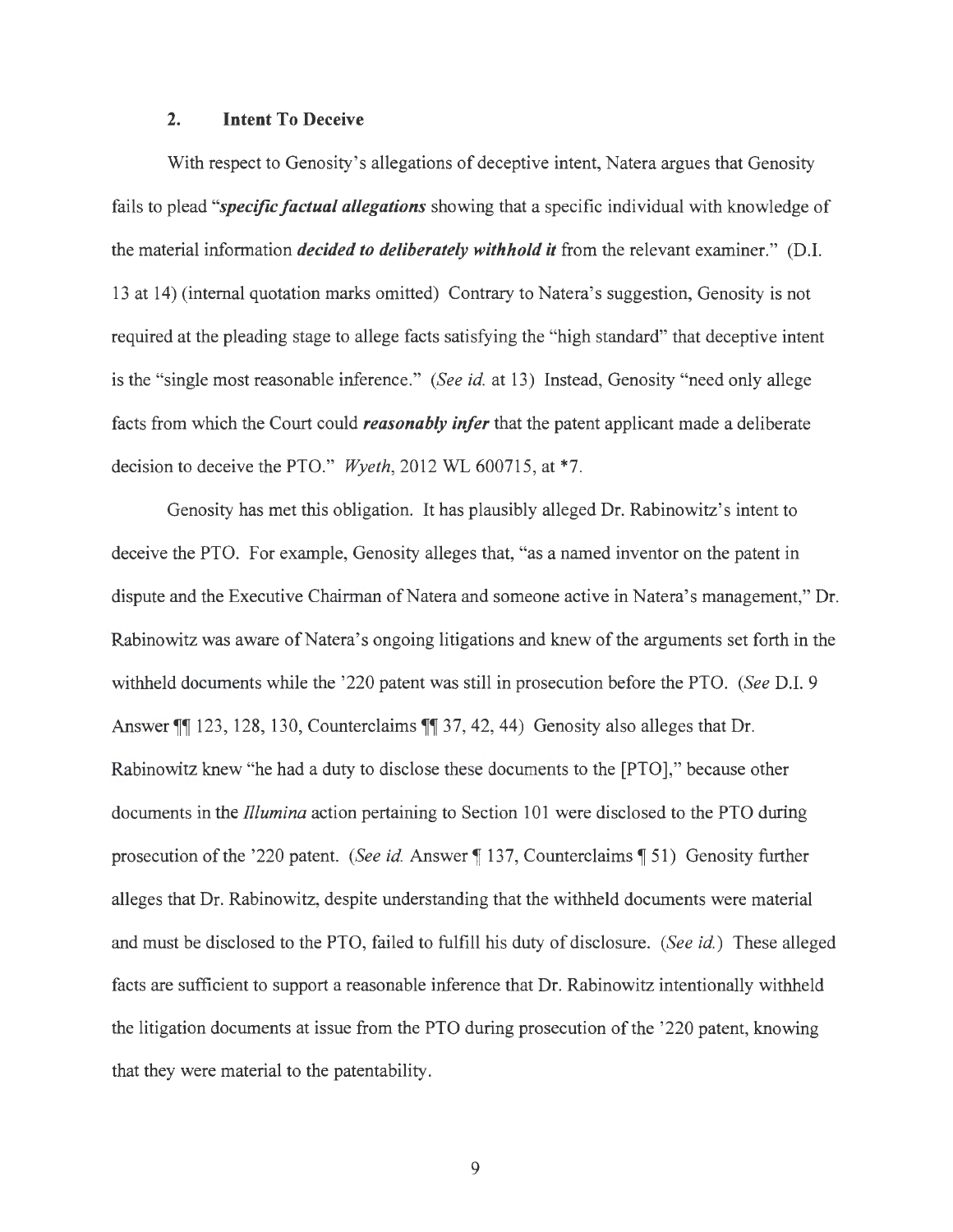### 2. Intent To Deceive

With respect to Genosity's allegations of deceptive intent, Natera argues that Genosity fails to plead "***specific factual allegations*** showing that a specific individual with knowledge of the material information ***decided to deliberately withhold it*** from the relevant examiner." (D.I. 13 at 14) (internal quotation marks omitted) Contrary to Natera's suggestion, Genosity is not required at the pleading stage to allege facts satisfying the "high standard" that deceptive intent is the "single most reasonable inference." (*See id.* at 13) Instead, Genosity "need only allege facts from which the Court could ***reasonably infer*** that the patent applicant made a deliberate decision to deceive the PTO." *Wyeth*, 2012 WL 600715, at *7.

Genosity has met this obligation. It has plausibly alleged Dr. Rabinowitz's intent to deceive the PTO. For example, Genosity alleges that, "as a named inventor on the patent in dispute and the Executive Chairman of Natera and someone active in Natera's management," Dr. Rabinowitz was aware of Natera's ongoing litigations and knew of the arguments set forth in the withheld documents while the '220 patent was still in prosecution before the PTO. (*See* D.I. 9 Answer ¶¶ 123, 128, 130, Counterclaims ¶¶ 37, 42, 44) Genosity also alleges that Dr. Rabinowitz knew "he had a duty to disclose these documents to the [PTO]," because other documents in the *Illumina* action pertaining to Section 101 were disclosed to the PTO during prosecution of the '220 patent. (*See id.* Answer ¶ 137, Counterclaims ¶ 51) Genosity further alleges that Dr. Rabinowitz, despite understanding that the withheld documents were material and must be disclosed to the PTO, failed to fulfill his duty of disclosure. (*See id.*) These alleged facts are sufficient to support a reasonable inference that Dr. Rabinowitz intentionally withheld the litigation documents at issue from the PTO during prosecution of the '220 patent, knowing that they were material to the patentability.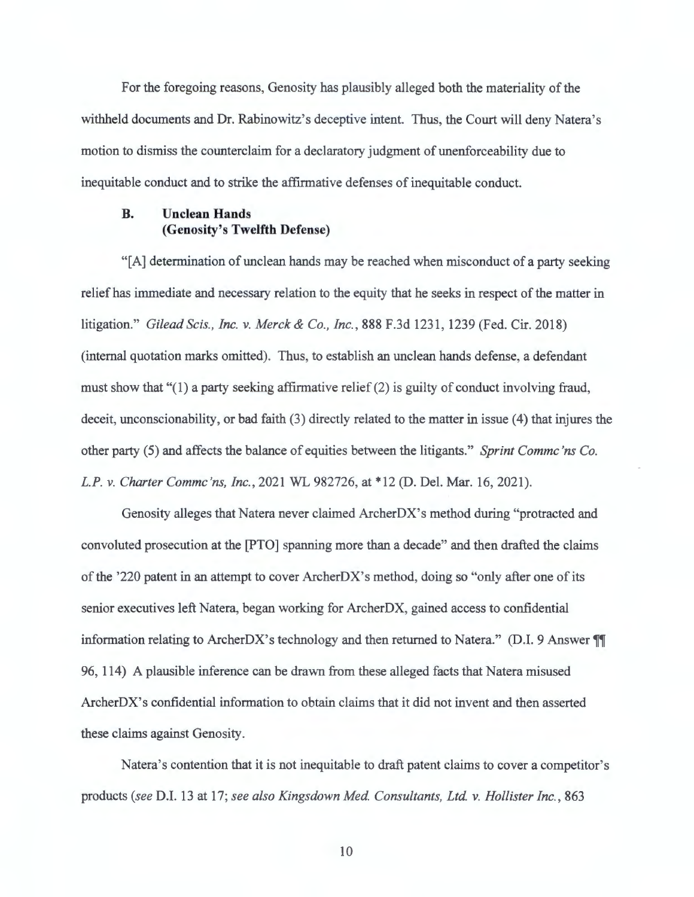For the foregoing reasons, Genosity has plausibly alleged both the materiality of the withheld documents and Dr. Rabinowitz's deceptive intent. Thus, the Court will deny Natera's motion to dismiss the counterclaim for a declaratory judgment of unenforceability due to inequitable conduct and to strike the affirmative defenses of inequitable conduct.

### B. Unclean Hands (Genosity's Twelfth Defense)

"[A] determination of unclean hands may be reached when misconduct of a party seeking relief has immediate and necessary relation to the equity that he seeks in respect of the matter in litigation." *Gilead Scis., Inc. v. Merck & Co., Inc.*, 888 F.3d 1231, 1239 (Fed. Cir. 2018) (internal quotation marks omitted). Thus, to establish an unclean hands defense, a defendant must show that "(1) a party seeking affirmative relief (2) is guilty of conduct involving fraud, deceit, unconscionability, or bad faith (3) directly related to the matter in issue (4) that injures the other party (5) and affects the balance of equities between the litigants." *Sprint Commc'ns Co. L.P. v. Charter Commc'ns, Inc.*, 2021 WL 982726, at *12 (D. Del. Mar. 16, 2021).

Genosity alleges that Natera never claimed ArcherDX's method during "protracted and convoluted prosecution at the [PTO] spanning more than a decade" and then drafted the claims of the '220 patent in an attempt to cover ArcherDX's method, doing so "only after one of its senior executives left Natera, began working for ArcherDX, gained access to confidential information relating to ArcherDX's technology and then returned to Natera." (D.I. 9 Answer ¶¶ 96, 114) A plausible inference can be drawn from these alleged facts that Natera misused ArcherDX's confidential information to obtain claims that it did not invent and then asserted these claims against Genosity.

Natera's contention that it is not inequitable to draft patent claims to cover a competitor's products (*see* D.I. 13 at 17; *see also Kingsdown Med. Consultants, Ltd. v. Hollister Inc.*, 863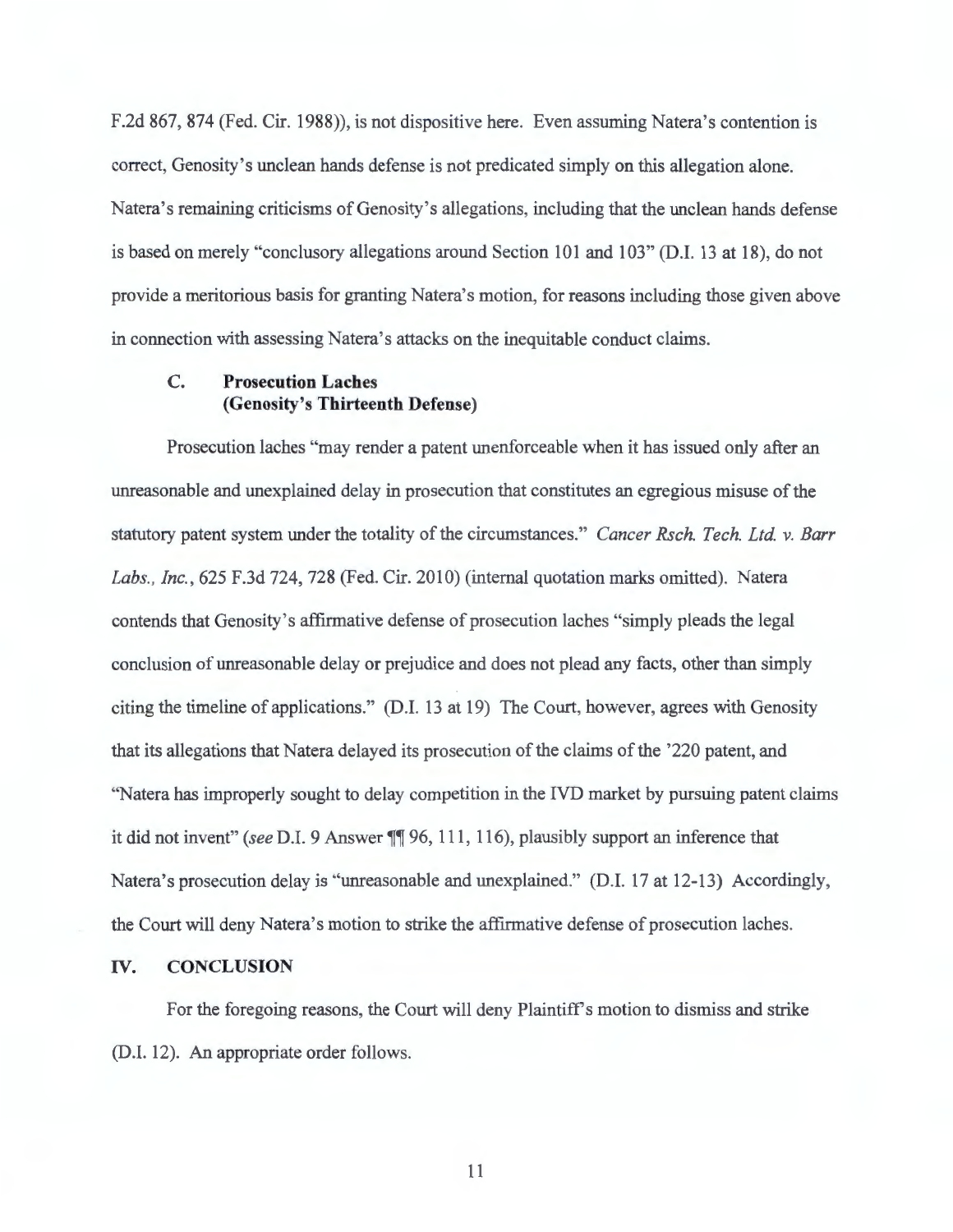F.2d 867, 874 (Fed. Cir. 1988)), is not dispositive here. Even assuming Natera's contention is correct, Genosity's unclean hands defense is not predicated simply on this allegation alone. Natera's remaining criticisms of Genosity's allegations, including that the unclean hands defense is based on merely "conclusory allegations around Section 101 and 103" (D.I. 13 at 18), do not provide a meritorious basis for granting Natera's motion, for reasons including those given above in connection with assessing Natera's attacks on the inequitable conduct claims.

### C. Prosecution Laches (Genosity's Thirteenth Defense)

Prosecution laches "may render a patent unenforceable when it has issued only after an unreasonable and unexplained delay in prosecution that constitutes an egregious misuse of the statutory patent system under the totality of the circumstances." *Cancer Rsch. Tech. Ltd. v. Barr Labs., Inc.*, 625 F.3d 724, 728 (Fed. Cir. 2010) (internal quotation marks omitted). Natera contends that Genosity's affirmative defense of prosecution laches "simply pleads the legal conclusion of unreasonable delay or prejudice and does not plead any facts, other than simply citing the timeline of applications." (D.I. 13 at 19) The Court, however, agrees with Genosity that its allegations that Natera delayed its prosecution of the claims of the '220 patent, and "Natera has improperly sought to delay competition in the IVD market by pursuing patent claims it did not invent" (*see* D.I. 9 Answer ¶¶ 96, 111, 116), plausibly support an inference that Natera's prosecution delay is "unreasonable and unexplained." (D.I. 17 at 12-13) Accordingly, the Court will deny Natera's motion to strike the affirmative defense of prosecution laches.

## IV. CONCLUSION

For the foregoing reasons, the Court will deny Plaintiff's motion to dismiss and strike (D.I. 12). An appropriate order follows.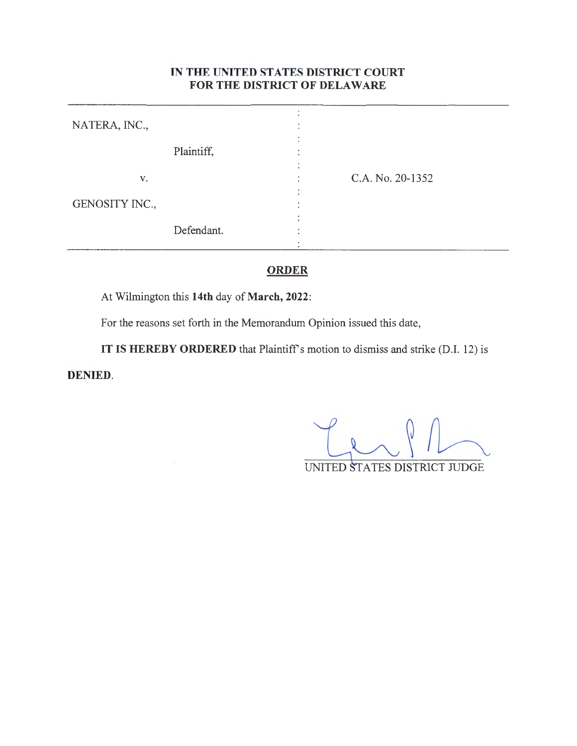**IN THE UNITED STATES DISTRICT COURT**
**FOR THE DISTRICT OF DELAWARE**

| | | |
|---|---|---|
| NATERA, INC., | : | |
| Plaintiff, | : | |
| v. | : | C.A. No. 20-1352 |
| GENOSITY INC., | : | |
| Defendant. | : | |

## ORDER

At Wilmington this **14th** day of **March, 2022**:

For the reasons set forth in the Memorandum Opinion issued this date,

**IT IS HEREBY ORDERED** that Plaintiff's motion to dismiss and strike (D.I. 12) is **DENIED**.

UNITED STATES DISTRICT JUDGE